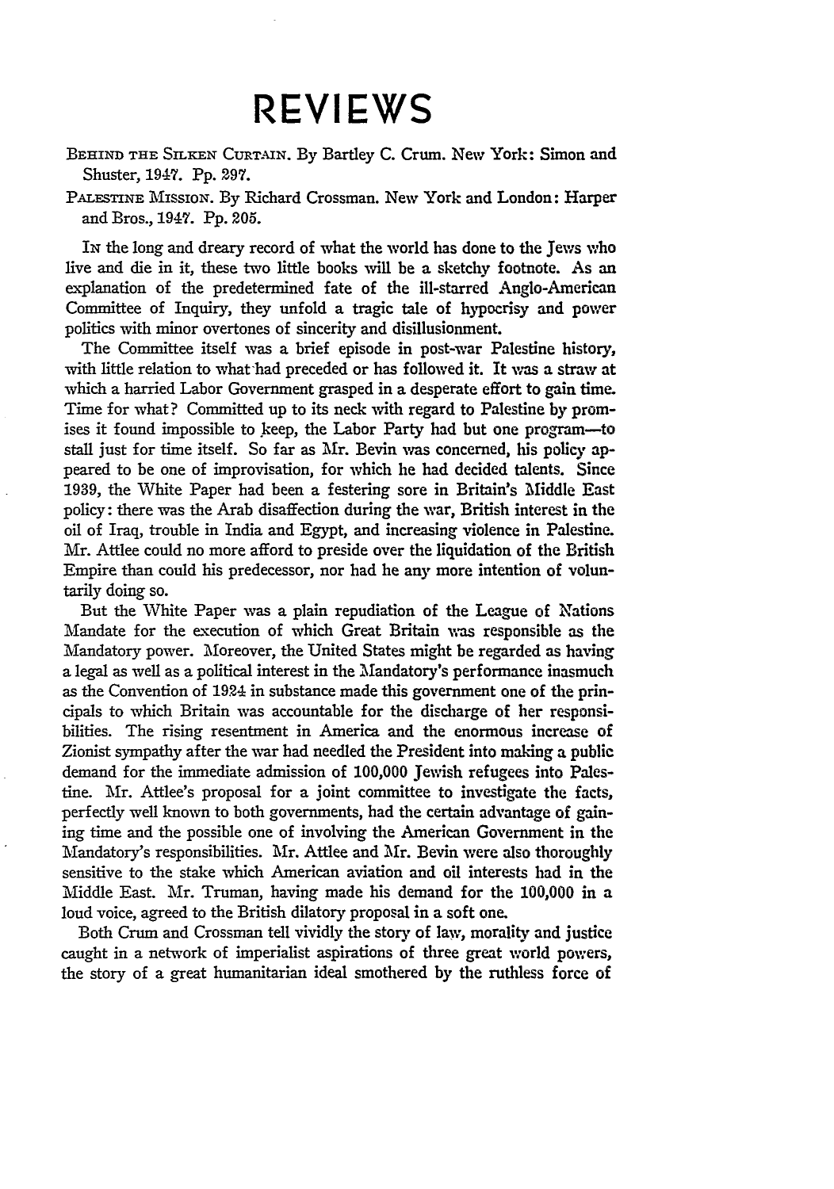# REVIEWS

BEHIND THE SILKEN CURTAIN. By Bartley C. Crum. New York: Simon and Shuster, 1947. Pp. 297.

PALESTINE MISSION. By Richard Crossman. New York and London: Harper and Bros., 1947. Pp. 205.

IN the long and dreary record of what the world has done to the Jews who live and die in it, these two little books will be a sketchy footnote. As an explanation of the predetermined fate of the ill-starred Anglo-American Committee of Inquiry, they unfold a tragic tale of hypocrisy and power politics with minor overtones of sincerity and disillusionment.

The Committee itself was a brief episode in post-war Palestine history, with little relation to what had preceded or has followed it. It was a straw at which a harried Labor Government grasped in a desperate effort to gain time. Time for what? Committed up to its neck with regard to Palestine by promises it found impossible to keep, the Labor Party had but one program—to stall just for time itself. So far as Mr. Bevin was concerned, his policy appeared to be one of improvisation, for which he had decided talents. Since 1939, the White Paper had been a festering sore in Britain's Middle East policy: there was the Arab disaffection during the war, British interest in the oil of Iraq, trouble in India and Egypt, and increasing violence in Palestine. Mr. Attlee could no more afford to preside over the liquidation of the British Empire than could his predecessor, nor had he any more intention of voluntarily doing so.

But the White Paper was a plain repudiation of the League of Nations Mandate for the execution of which Great Britain was responsible as the Mandatory power. Moreover, the United States might be regarded as having a legal as well as a political interest in the Mandatory's performance inasmuch as the Convention of 1924 in substance made this government one of the principals to which Britain was accountable for the discharge of her responsibilities. The rising resentment in America and the enormous increase of Zionist sympathy after the war had needled the President into making a public demand for the immediate admission of 100,000 Jewish refugees into Palestine. Mr. Attlee's proposal for a joint committee to investigate the facts, perfectly well known to both governments, had the certain advantage of gaining time and the possible one of involving the American Government in the Mandatory's responsibilities. Mr. Attlee and Mr. Bevin were also thoroughly sensitive to the stake which American aviation and oil interests had in the Middle East. Mr. Truman, having made his demand for the 100,000 in a loud voice, agreed to the British dilatory proposal in a soft one.

Both Crum and Crossman tell vividly the story of law, morality and justice caught in a network of imperialist aspirations of three great world powers, the story of a great humanitarian ideal smothered by the ruthless force of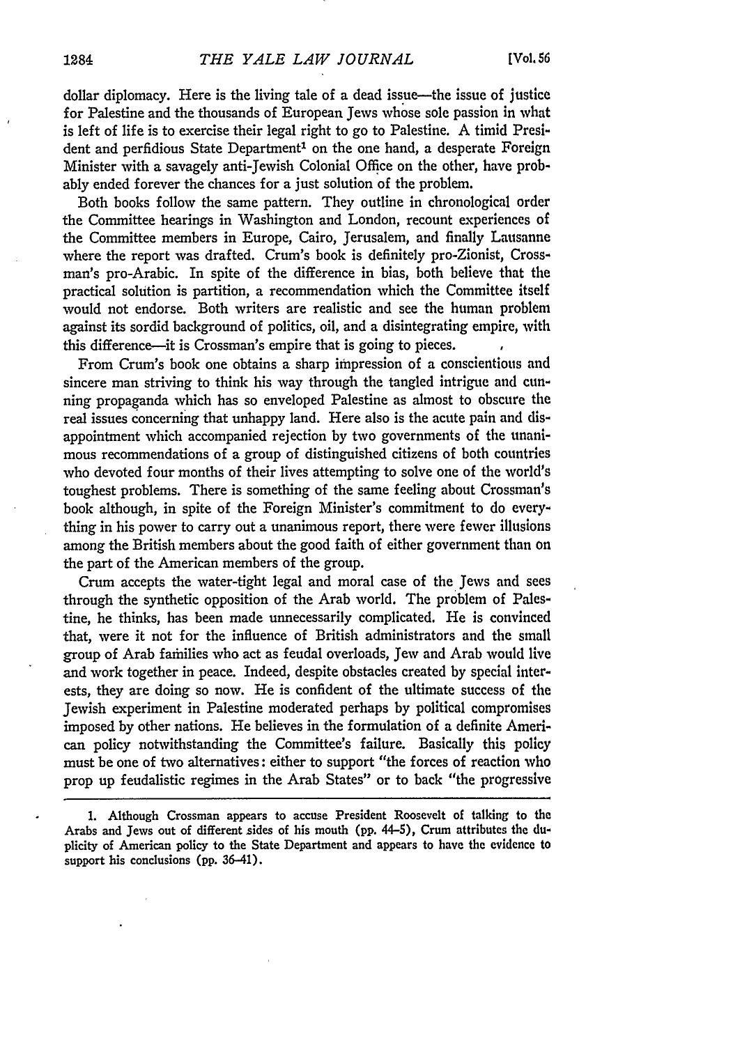dollar diplomacy. Here is the living tale of a dead issue—the issue of justice for Palestine and the thousands of European Jews whose sole passion in what is left of life is to exercise their legal right to go to Palestine. A timid President and perfidious State Department[1] on the one hand, a desperate Foreign Minister with a savagely anti-Jewish Colonial Office on the other, have probably ended forever the chances for a just solution of the problem.

Both books follow the same pattern. They outline in chronological order the Committee hearings in Washington and London, recount experiences of the Committee members in Europe, Cairo, Jerusalem, and finally Lausanne where the report was drafted. Crum's book is definitely pro-Zionist, Crossman's pro-Arabic. In spite of the difference in bias, both believe that the practical solution is partition, a recommendation which the Committee itself would not endorse. Both writers are realistic and see the human problem against its sordid background of politics, oil, and a disintegrating empire, with this difference—it is Crossman's empire that is going to pieces.

From Crum's book one obtains a sharp impression of a conscientious and sincere man striving to think his way through the tangled intrigue and cunning propaganda which has so enveloped Palestine as almost to obscure the real issues concerning that unhappy land. Here also is the acute pain and disappointment which accompanied rejection by two governments of the unanimous recommendations of a group of distinguished citizens of both countries who devoted four months of their lives attempting to solve one of the world's toughest problems. There is something of the same feeling about Crossman's book although, in spite of the Foreign Minister's commitment to do everything in his power to carry out a unanimous report, there were fewer illusions among the British members about the good faith of either government than on the part of the American members of the group.

Crum accepts the water-tight legal and moral case of the Jews and sees through the synthetic opposition of the Arab world. The problem of Palestine, he thinks, has been made unnecessarily complicated. He is convinced that, were it not for the influence of British administrators and the small group of Arab families who act as feudal overloads, Jew and Arab would live and work together in peace. Indeed, despite obstacles created by special interests, they are doing so now. He is confident of the ultimate success of the Jewish experiment in Palestine moderated perhaps by political compromises imposed by other nations. He believes in the formulation of a definite American policy notwithstanding the Committee's failure. Basically this policy must be one of two alternatives: either to support "the forces of reaction who prop up feudalistic regimes in the Arab States" or to back "the progressive

---

1. Although Crossman appears to accuse President Roosevelt of talking to the Arabs and Jews out of different sides of his mouth (pp. 44–5), Crum attributes the duplicity of American policy to the State Department and appears to have the evidence to support his conclusions (pp. 36–41).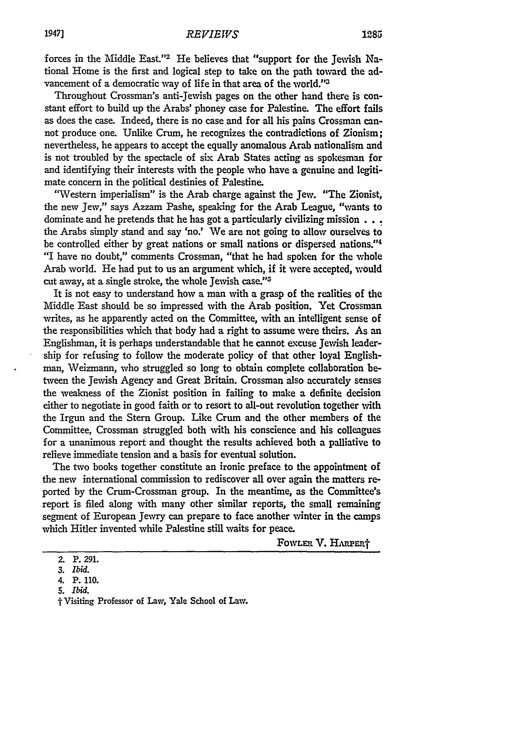forces in the Middle East."[2] He believes that "support for the Jewish National Home is the first and logical step to take on the path toward the advancement of a democratic way of life in that area of the world."[3]

Throughout Crossman's anti-Jewish pages on the other hand there is constant effort to build up the Arabs' phoney case for Palestine. The effort fails as does the case. Indeed, there is no case and for all his pains Crossman cannot produce one. Unlike Crum, he recognizes the contradictions of Zionism; nevertheless, he appears to accept the equally anomalous Arab nationalism and is not troubled by the spectacle of six Arab States acting as spokesman for and identifying their interests with the people who have a genuine and legitimate concern in the political destinies of Palestine.

"Western imperialism" is the Arab charge against the Jew. "The Zionist, the new Jew," says Azzam Pashe, speaking for the Arab League, "wants to dominate and he pretends that he has got a particularly civilizing mission . . . the Arabs simply stand and say 'no.' We are not going to allow ourselves to be controlled either by great nations or small nations or dispersed nations."[4] "I have no doubt," comments Crossman, "that he had spoken for the whole Arab world. He had put to us an argument which, if it were accepted, would cut away, at a single stroke, the whole Jewish case."[5]

It is not easy to understand how a man with a grasp of the realities of the Middle East should be so impressed with the Arab position. Yet Crossman writes, as he apparently acted on the Committee, with an intelligent sense of the responsibilities which that body had a right to assume were theirs. As an Englishman, it is perhaps understandable that he cannot excuse Jewish leadership for refusing to follow the moderate policy of that other loyal Englishman, Weizmann, who struggled so long to obtain complete collaboration between the Jewish Agency and Great Britain. Crossman also accurately senses the weakness of the Zionist position in failing to make a definite decision either to negotiate in good faith or to resort to all-out revolution together with the Irgun and the Stern Group. Like Crum and the other members of the Committee, Crossman struggled both with his conscience and his colleagues for a unanimous report and thought the results achieved both a palliative to relieve immediate tension and a basis for eventual solution.

The two books together constitute an ironic preface to the appointment of the new international commission to rediscover all over again the matters reported by the Crum-Crossman group. In the meantime, as the Committee's report is filed along with many other similar reports, the small remaining segment of European Jewry can prepare to face another winter in the camps which Hitler invented while Palestine still waits for peace.

FOWLER V. HARPER†

2. P. 291.
3. *Ibid.*
4. P. 110.
5. *Ibid.*

† Visiting Professor of Law, Yale School of Law.